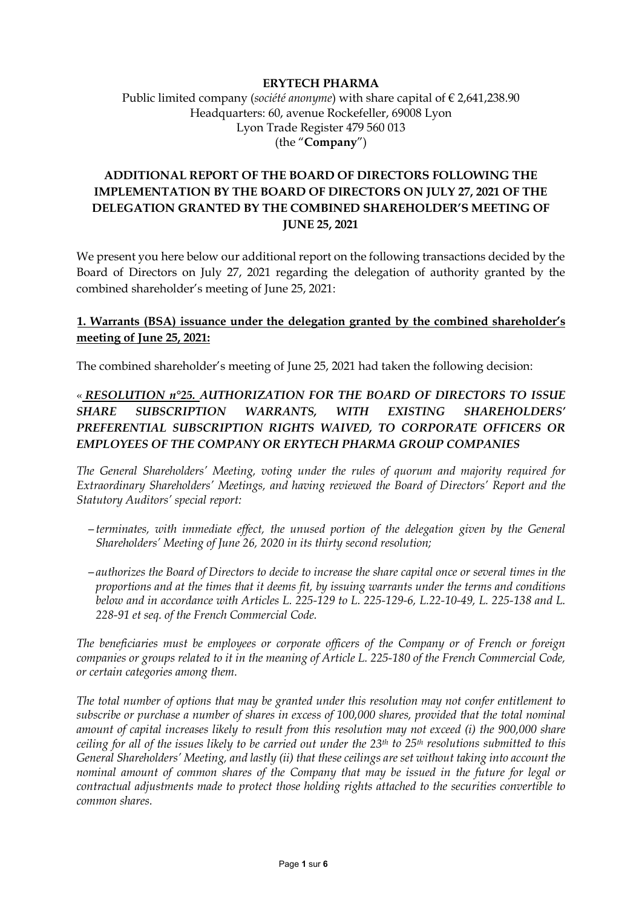**ERYTECH PHARMA**

Public limited company (*société anonyme*) with share capital of € 2,641,238.90
Headquarters: 60, avenue Rockefeller, 69008 Lyon
Lyon Trade Register 479 560 013
(the "**Company**")

# ADDITIONAL REPORT OF THE BOARD OF DIRECTORS FOLLOWING THE IMPLEMENTATION BY THE BOARD OF DIRECTORS ON JULY 27, 2021 OF THE DELEGATION GRANTED BY THE COMBINED SHAREHOLDER'S MEETING OF JUNE 25, 2021

We present you here below our additional report on the following transactions decided by the Board of Directors on July 27, 2021 regarding the delegation of authority granted by the combined shareholder's meeting of June 25, 2021:

## 1. Warrants (BSA) issuance under the delegation granted by the combined shareholder's meeting of June 25, 2021:

The combined shareholder's meeting of June 25, 2021 had taken the following decision:

« ***RESOLUTION n°25.*** ***AUTHORIZATION FOR THE BOARD OF DIRECTORS TO ISSUE SHARE SUBSCRIPTION WARRANTS, WITH EXISTING SHAREHOLDERS' PREFERENTIAL SUBSCRIPTION RIGHTS WAIVED, TO CORPORATE OFFICERS OR EMPLOYEES OF THE COMPANY OR ERYTECH PHARMA GROUP COMPANIES***

*The General Shareholders' Meeting, voting under the rules of quorum and majority required for Extraordinary Shareholders' Meetings, and having reviewed the Board of Directors' Report and the Statutory Auditors' special report:*

- *terminates, with immediate effect, the unused portion of the delegation given by the General Shareholders' Meeting of June 26, 2020 in its thirty second resolution;*
- *authorizes the Board of Directors to decide to increase the share capital once or several times in the proportions and at the times that it deems fit, by issuing warrants under the terms and conditions below and in accordance with Articles L. 225-129 to L. 225-129-6, L.22-10-49, L. 225-138 and L. 228-91 et seq. of the French Commercial Code.*

*The beneficiaries must be employees or corporate officers of the Company or of French or foreign companies or groups related to it in the meaning of Article L. 225-180 of the French Commercial Code, or certain categories among them.*

*The total number of options that may be granted under this resolution may not confer entitlement to subscribe or purchase a number of shares in excess of 100,000 shares, provided that the total nominal amount of capital increases likely to result from this resolution may not exceed (i) the 900,000 share ceiling for all of the issues likely to be carried out under the 23rd to 25th resolutions submitted to this General Shareholders' Meeting, and lastly (ii) that these ceilings are set without taking into account the nominal amount of common shares of the Company that may be issued in the future for legal or contractual adjustments made to protect those holding rights attached to the securities convertible to common shares.*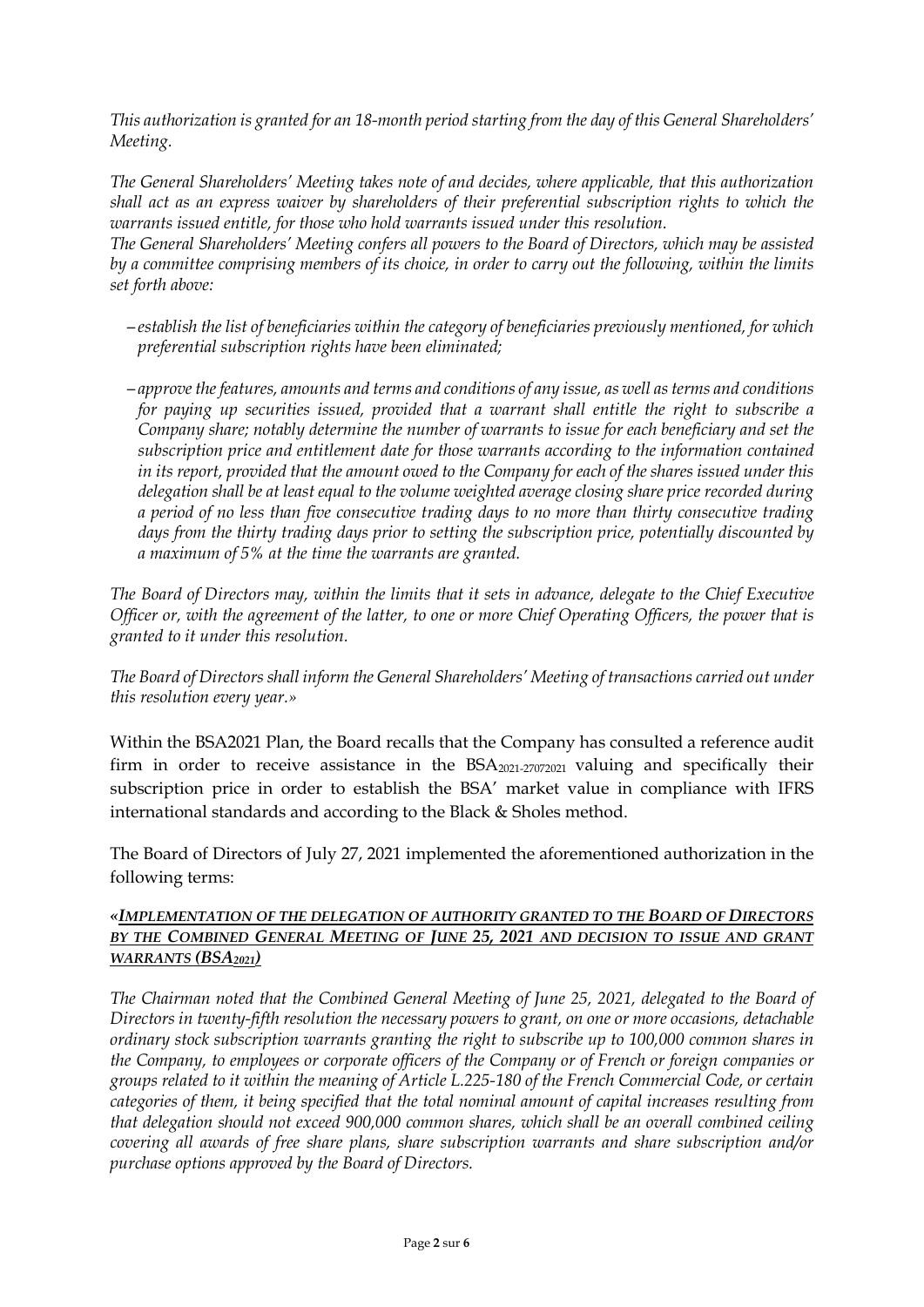*This authorization is granted for an 18-month period starting from the day of this General Shareholders' Meeting.*

*The General Shareholders' Meeting takes note of and decides, where applicable, that this authorization shall act as an express waiver by shareholders of their preferential subscription rights to which the warrants issued entitle, for those who hold warrants issued under this resolution.*

*The General Shareholders' Meeting confers all powers to the Board of Directors, which may be assisted by a committee comprising members of its choice, in order to carry out the following, within the limits set forth above:*

- *establish the list of beneficiaries within the category of beneficiaries previously mentioned, for which preferential subscription rights have been eliminated;*

- *approve the features, amounts and terms and conditions of any issue, as well as terms and conditions for paying up securities issued, provided that a warrant shall entitle the right to subscribe a Company share; notably determine the number of warrants to issue for each beneficiary and set the subscription price and entitlement date for those warrants according to the information contained in its report, provided that the amount owed to the Company for each of the shares issued under this delegation shall be at least equal to the volume weighted average closing share price recorded during a period of no less than five consecutive trading days to no more than thirty consecutive trading days from the thirty trading days prior to setting the subscription price, potentially discounted by a maximum of 5% at the time the warrants are granted.*

*The Board of Directors may, within the limits that it sets in advance, delegate to the Chief Executive Officer or, with the agreement of the latter, to one or more Chief Operating Officers, the power that is granted to it under this resolution.*

*The Board of Directors shall inform the General Shareholders' Meeting of transactions carried out under this resolution every year.»*

Within the BSA2021 Plan, the Board recalls that the Company has consulted a reference audit firm in order to receive assistance in the $BSA_{2021\text{-}27072021}$ valuing and specifically their subscription price in order to establish the BSA' market value in compliance with IFRS international standards and according to the Black & Sholes method.

The Board of Directors of July 27, 2021 implemented the aforementioned authorization in the following terms:

***«IMPLEMENTATION OF THE DELEGATION OF AUTHORITY GRANTED TO THE BOARD OF DIRECTORS BY THE COMBINED GENERAL MEETING OF JUNE 25, 2021 AND DECISION TO ISSUE AND GRANT WARRANTS ($BSA_{2021}$)***

*The Chairman noted that the Combined General Meeting of June 25, 2021, delegated to the Board of Directors in twenty-fifth resolution the necessary powers to grant, on one or more occasions, detachable ordinary stock subscription warrants granting the right to subscribe up to 100,000 common shares in the Company, to employees or corporate officers of the Company or of French or foreign companies or groups related to it within the meaning of Article L.225-180 of the French Commercial Code, or certain categories of them, it being specified that the total nominal amount of capital increases resulting from that delegation should not exceed 900,000 common shares, which shall be an overall combined ceiling covering all awards of free share plans, share subscription warrants and share subscription and/or purchase options approved by the Board of Directors.*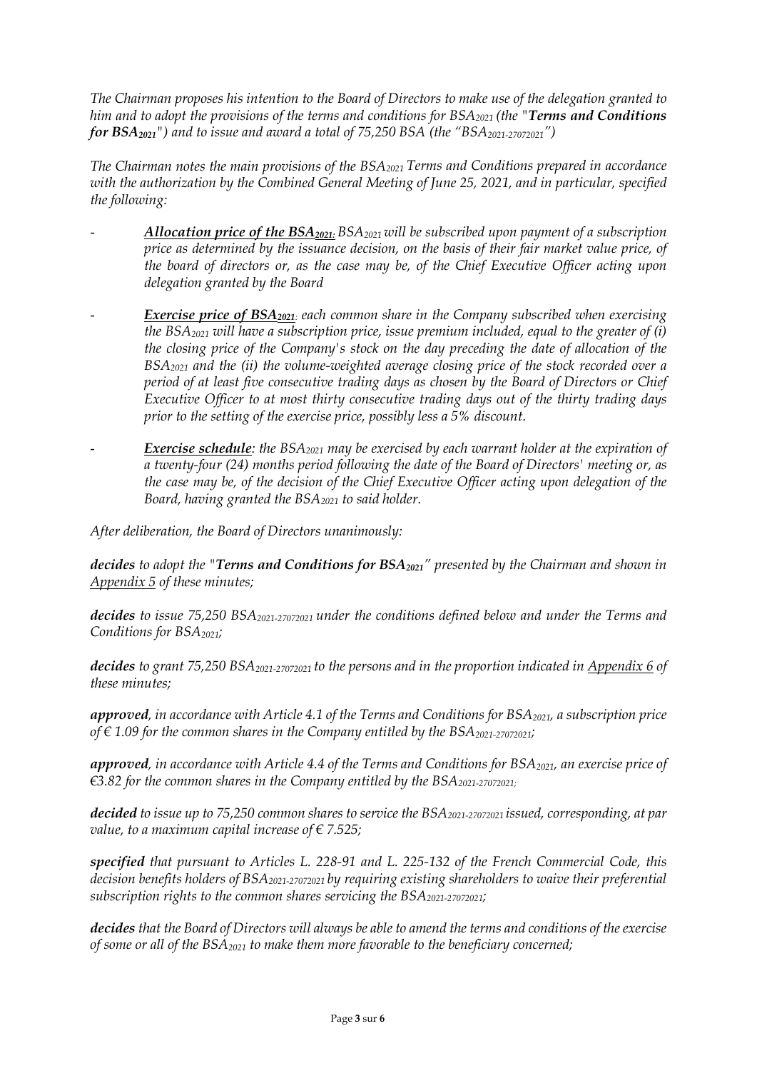*The Chairman proposes his intention to the Board of Directors to make use of the delegation granted to him and to adopt the provisions of the terms and conditions for $BSA_{2021}$ (the "**Terms and Conditions for $BSA_{2021}$**") and to issue and award a total of 75,250 BSA (the "$BSA_{2021-27072021}$")*

*The Chairman notes the main provisions of the $BSA_{2021}$ Terms and Conditions prepared in accordance with the authorization by the Combined General Meeting of June 25, 2021, and in particular, specified the following:*

- ***Allocation price of the $BSA_{2021}$:** $BSA_{2021}$ will be subscribed upon payment of a subscription price as determined by the issuance decision, on the basis of their fair market value price, of the board of directors or, as the case may be, of the Chief Executive Officer acting upon delegation granted by the Board*

- ***Exercise price of $BSA_{2021}$:** each common share in the Company subscribed when exercising the $BSA_{2021}$ will have a subscription price, issue premium included, equal to the greater of (i) the closing price of the Company's stock on the day preceding the date of allocation of the $BSA_{2021}$ and the (ii) the volume-weighted average closing price of the stock recorded over a period of at least five consecutive trading days as chosen by the Board of Directors or Chief Executive Officer to at most thirty consecutive trading days out of the thirty trading days prior to the setting of the exercise price, possibly less a 5% discount.*

- ***Exercise schedule**: the $BSA_{2021}$ may be exercised by each warrant holder at the expiration of a twenty-four (24) months period following the date of the Board of Directors' meeting or, as the case may be, of the decision of the Chief Executive Officer acting upon delegation of the Board, having granted the $BSA_{2021}$ to said holder.*

*After deliberation, the Board of Directors unanimously:*

***decides** to adopt the "**Terms and Conditions for $BSA_{2021}$**" presented by the Chairman and shown in Appendix 5 of these minutes;*

***decides** to issue 75,250 $BSA_{2021-27072021}$ under the conditions defined below and under the Terms and Conditions for $BSA_{2021}$;*

***decides** to grant 75,250 $BSA_{2021-27072021}$ to the persons and in the proportion indicated in Appendix 6 of these minutes;*

***approved**, in accordance with Article 4.1 of the Terms and Conditions for $BSA_{2021}$, a subscription price of € 1.09 for the common shares in the Company entitled by the $BSA_{2021-27072021}$;*

***approved**, in accordance with Article 4.4 of the Terms and Conditions for $BSA_{2021}$, an exercise price of €3.82 for the common shares in the Company entitled by the $BSA_{2021-27072021}$;*

***decided** to issue up to 75,250 common shares to service the $BSA_{2021-27072021}$ issued, corresponding, at par value, to a maximum capital increase of € 7.525;*

***specified** that pursuant to Articles L. 228-91 and L. 225-132 of the French Commercial Code, this decision benefits holders of $BSA_{2021-27072021}$ by requiring existing shareholders to waive their preferential subscription rights to the common shares servicing the $BSA_{2021-27072021}$;*

***decides** that the Board of Directors will always be able to amend the terms and conditions of the exercise of some or all of the $BSA_{2021}$ to make them more favorable to the beneficiary concerned;*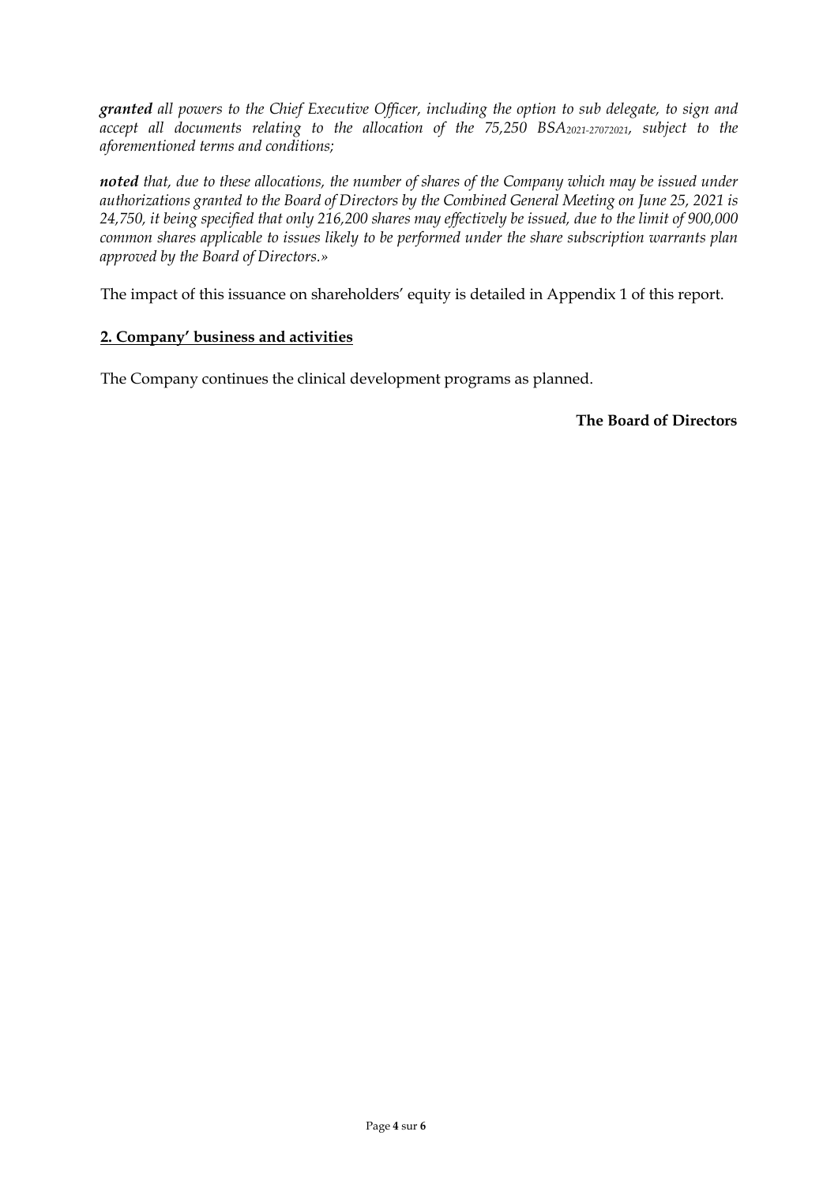***granted*** *all powers to the Chief Executive Officer, including the option to sub delegate, to sign and accept all documents relating to the allocation of the 75,250 $BSA_{2021\text{-}27072021}$, subject to the aforementioned terms and conditions;*

***noted*** *that, due to these allocations, the number of shares of the Company which may be issued under authorizations granted to the Board of Directors by the Combined General Meeting on June 25, 2021 is 24,750, it being specified that only 216,200 shares may effectively be issued, due to the limit of 900,000 common shares applicable to issues likely to be performed under the share subscription warrants plan approved by the Board of Directors.»*

The impact of this issuance on shareholders' equity is detailed in Appendix 1 of this report.

## 2. Company' business and activities

The Company continues the clinical development programs as planned.

**The Board of Directors**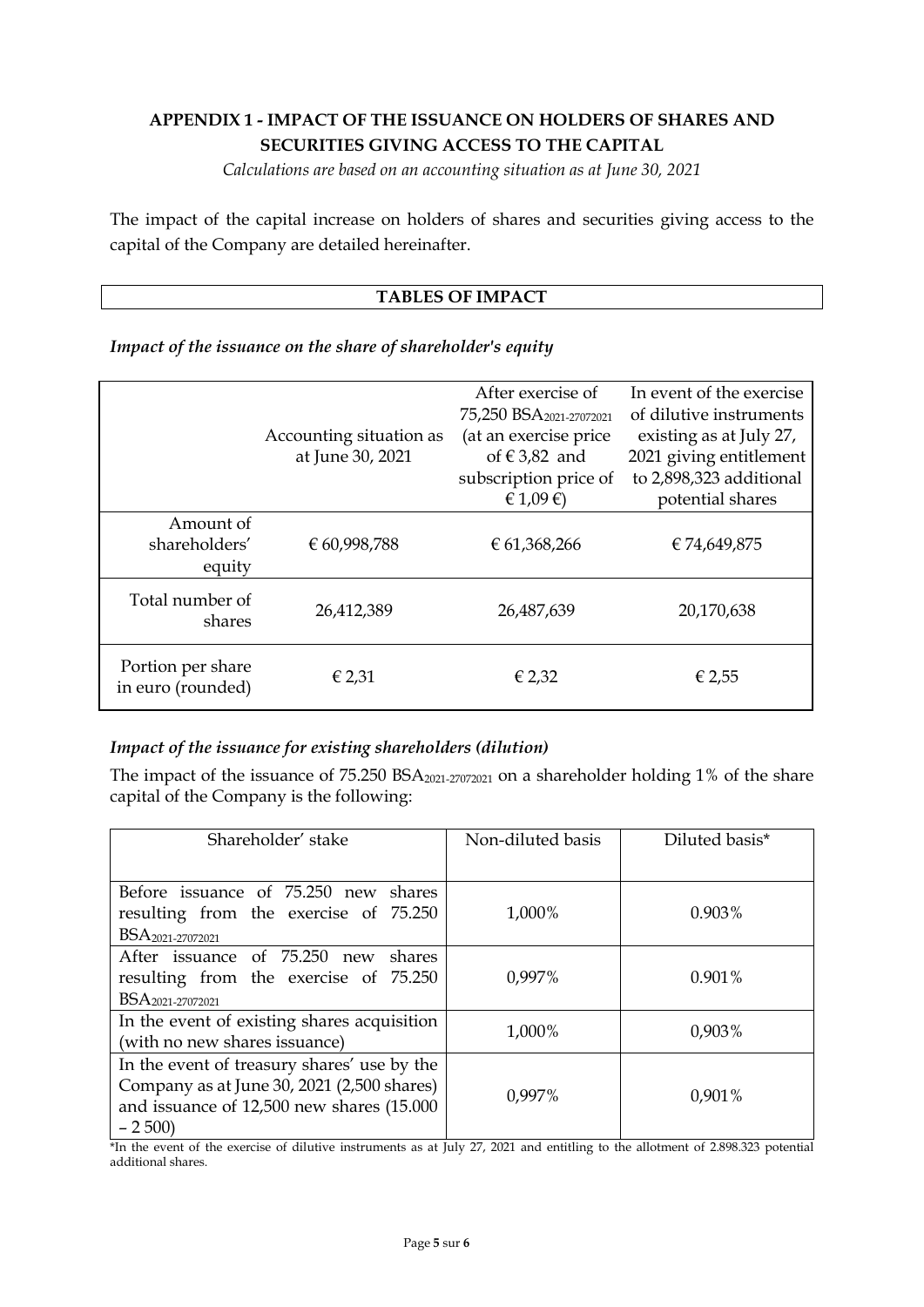## APPENDIX 1 - IMPACT OF THE ISSUANCE ON HOLDERS OF SHARES AND SECURITIES GIVING ACCESS TO THE CAPITAL

*Calculations are based on an accounting situation as at June 30, 2021*

The impact of the capital increase on holders of shares and securities giving access to the capital of the Company are detailed hereinafter.

### TABLES OF IMPACT

*Impact of the issuance on the share of shareholder's equity*

| | Accounting situation as at June 30, 2021 | After exercise of 75,250 BSA$_{2021-27072021}$ (at an exercise price of € 3,82 and subscription price of € 1,09 €) | In event of the exercise of dilutive instruments existing as at July 27, 2021 giving entitlement to 2,898,323 additional potential shares |
|---|---|---|---|
| Amount of shareholders' equity | € 60,998,788 | € 61,368,266 | € 74,649,875 |
| Total number of shares | 26,412,389 | 26,487,639 | 20,170,638 |
| Portion per share in euro (rounded) | € 2,31 | € 2,32 | € 2,55 |

*Impact of the issuance for existing shareholders (dilution)*

The impact of the issuance of 75.250 BSA$_{2021-27072021}$ on a shareholder holding 1% of the share capital of the Company is the following:

| Shareholder' stake | Non-diluted basis | Diluted basis* |
|---|---|---|
| Before issuance of 75.250 new shares resulting from the exercise of 75.250 BSA$_{2021-27072021}$ | 1,000% | 0.903% |
| After issuance of 75.250 new shares resulting from the exercise of 75.250 BSA$_{2021-27072021}$ | 0,997% | 0.901% |
| In the event of existing shares acquisition (with no new shares issuance) | 1,000% | 0,903% |
| In the event of treasury shares' use by the Company as at June 30, 2021 (2,500 shares) and issuance of 12,500 new shares (15.000 – 2 500) | 0,997% | 0,901% |

*In the event of the exercise of dilutive instruments as at July 27, 2021 and entitling to the allotment of 2.898.323 potential additional shares.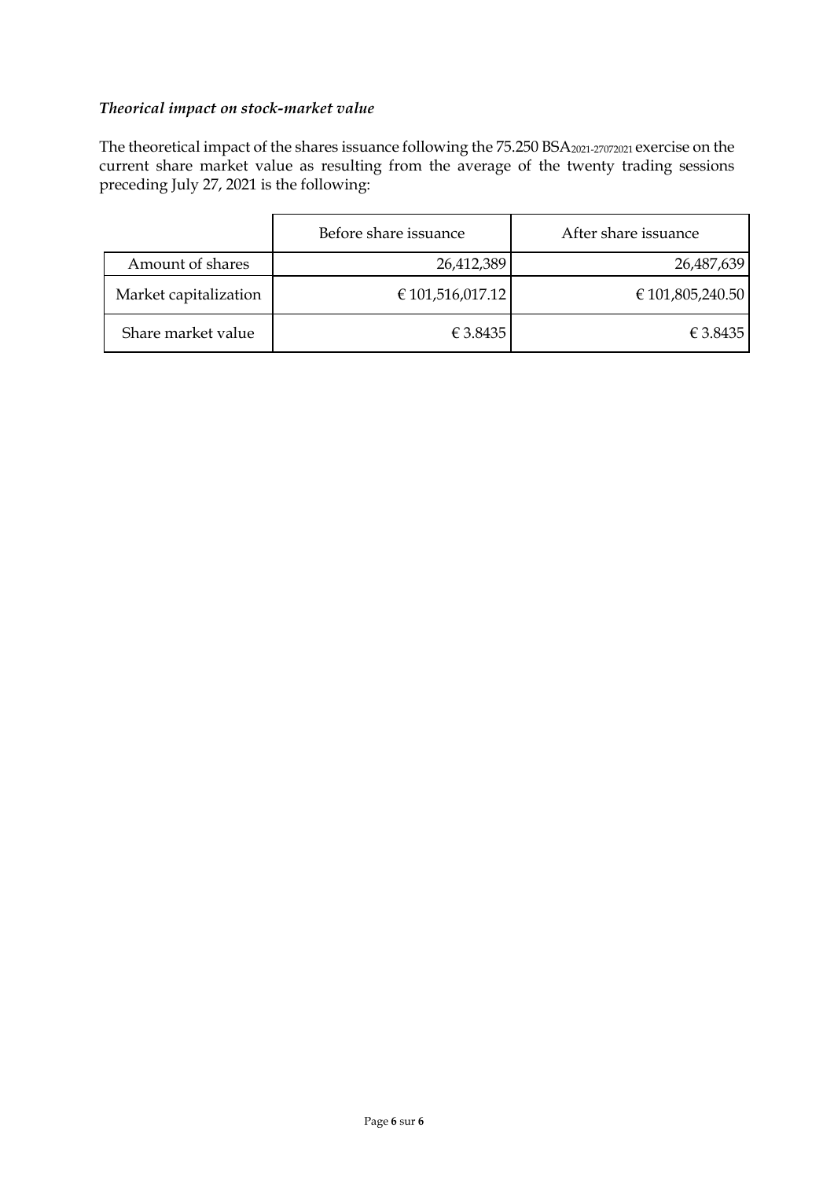***Theorical impact on stock-market value***

The theoretical impact of the shares issuance following the 75.250 $BSA_{2021\text{-}27072021}$ exercise on the current share market value as resulting from the average of the twenty trading sessions preceding July 27, 2021 is the following:

| | Before share issuance | After share issuance |
|---|---|---|
| Amount of shares | 26,412,389 | 26,487,639 |
| Market capitalization | € 101,516,017.12 | € 101,805,240.50 |
| Share market value | € 3.8435 | € 3.8435 |